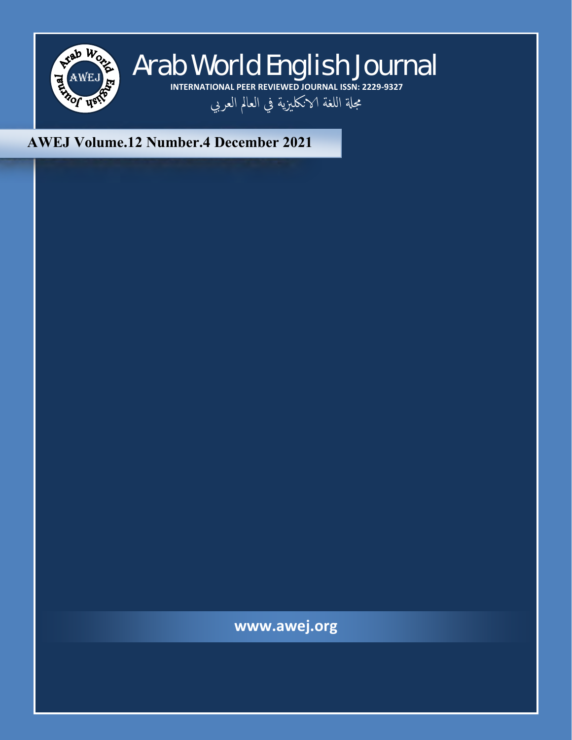# Arab World English Journal

**INTERNATIONAL PEER REVIEWED JOURNAL ISSN: 2229-9327**

مجلة اللغة الانكليزية في العالم العربي

## AWEJ Volume.12 Number.4 December 2021

**www.awej.org**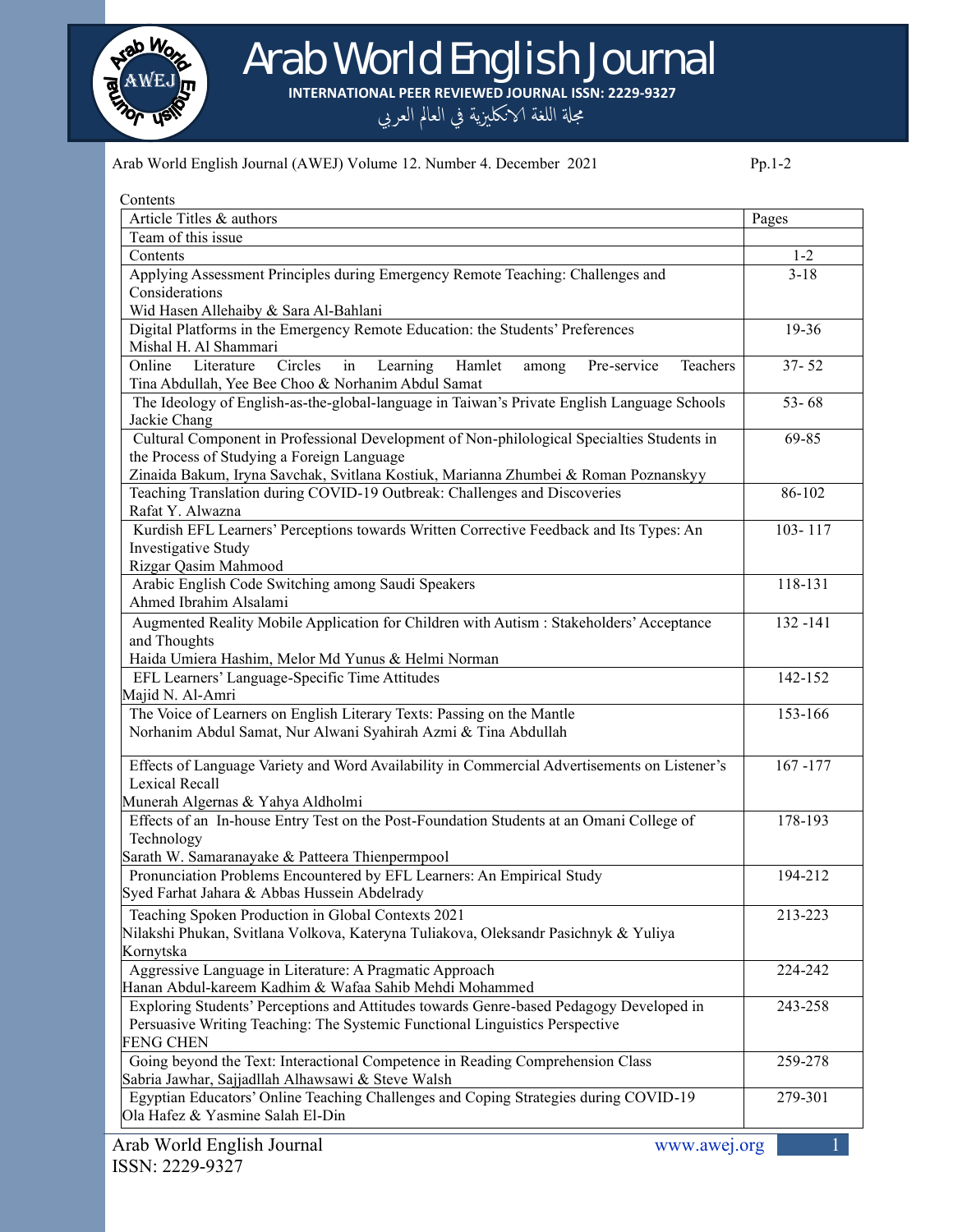# Arab World English Journal

**INTERNATIONAL PEER REVIEWED JOURNAL ISSN: 2229-9327**

مجلة اللغة الانكليزية في العالم العربي

Contents

| Article Titles & authors | Pages |
|---|---|
| Team of this issue | |
| Contents | 1-2 |
| Applying Assessment Principles during Emergency Remote Teaching: Challenges and Considerations<br>Wid Hasen Allehaiby & Sara Al-Bahlani | 3-18 |
| Digital Platforms in the Emergency Remote Education: the Students' Preferences<br>Mishal H. Al Shammari | 19-36 |
| Online Literature Circles in Learning Hamlet among Pre-service Teachers<br>Tina Abdullah, Yee Bee Choo & Norhanim Abdul Samat | 37- 52 |
| The Ideology of English-as-the-global-language in Taiwan's Private English Language Schools<br>Jackie Chang | 53- 68 |
| Cultural Component in Professional Development of Non-philological Specialties Students in the Process of Studying a Foreign Language<br>Zinaida Bakum, Iryna Savchak, Svitlana Kostiuk, Marianna Zhumbei & Roman Poznanskyy | 69-85 |
| Teaching Translation during COVID-19 Outbreak: Challenges and Discoveries<br>Rafat Y. Alwazna | 86-102 |
| Kurdish EFL Learners' Perceptions towards Written Corrective Feedback and Its Types: An Investigative Study<br>Rizgar Qasim Mahmood | 103- 117 |
| Arabic English Code Switching among Saudi Speakers<br>Ahmed Ibrahim Alsalami | 118-131 |
| Augmented Reality Mobile Application for Children with Autism : Stakeholders' Acceptance and Thoughts<br>Haida Umiera Hashim, Melor Md Yunus & Helmi Norman | 132 -141 |
| EFL Learners' Language-Specific Time Attitudes<br>Majid N. Al-Amri | 142-152 |
| The Voice of Learners on English Literary Texts: Passing on the Mantle<br>Norhanim Abdul Samat, Nur Alwani Syahirah Azmi & Tina Abdullah | 153-166 |
| Effects of Language Variety and Word Availability in Commercial Advertisements on Listener's Lexical Recall<br>Munerah Algernas & Yahya Aldholmi | 167 -177 |
| Effects of an In-house Entry Test on the Post-Foundation Students at an Omani College of Technology<br>Sarath W. Samaranayake & Patteera Thienpermpool | 178-193 |
| Pronunciation Problems Encountered by EFL Learners: An Empirical Study<br>Syed Farhat Jahara & Abbas Hussein Abdelrady | 194-212 |
| Teaching Spoken Production in Global Contexts 2021<br>Nilakshi Phukan, Svitlana Volkova, Kateryna Tuliakova, Oleksandr Pasichnyk & Yuliya Kornytska | 213-223 |
| Aggressive Language in Literature: A Pragmatic Approach<br>Hanan Abdul-kareem Kadhim & Wafaa Sahib Mehdi Mohammed | 224-242 |
| Exploring Students' Perceptions and Attitudes towards Genre-based Pedagogy Developed in Persuasive Writing Teaching: The Systemic Functional Linguistics Perspective<br>FENG CHEN | 243-258 |
| Going beyond the Text: Interactional Competence in Reading Comprehension Class<br>Sabria Jawhar, Sajjadllah Alhawsawi & Steve Walsh | 259-278 |
| Egyptian Educators' Online Teaching Challenges and Coping Strategies during COVID-19<br>Ola Hafez & Yasmine Salah El-Din | 279-301 |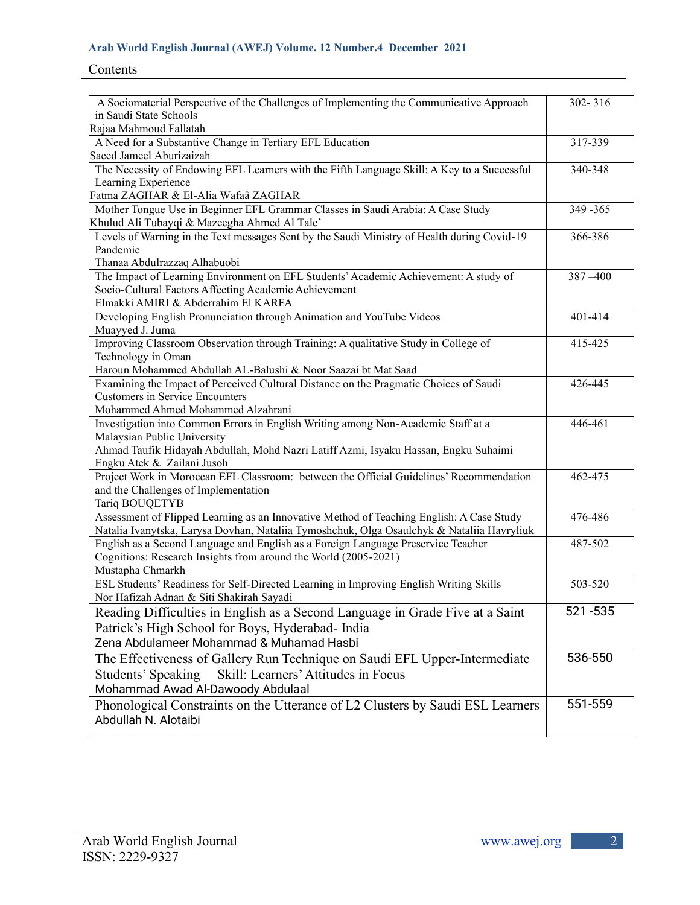Contents

| | |
|---|---|
| A Sociomaterial Perspective of the Challenges of Implementing the Communicative Approach in Saudi State Schools<br>Rajaa Mahmoud Fallatah | 302- 316 |
| A Need for a Substantive Change in Tertiary EFL Education<br>Saeed Jameel Aburizaizah | 317-339 |
| The Necessity of Endowing EFL Learners with the Fifth Language Skill: A Key to a Successful Learning Experience<br>Fatma ZAGHAR & El-Alia Wafaâ ZAGHAR | 340-348 |
| Mother Tongue Use in Beginner EFL Grammar Classes in Saudi Arabia: A Case Study<br>Khulud Ali Tubayqi & Mazeegha Ahmed Al Tale' | 349 -365 |
| Levels of Warning in the Text messages Sent by the Saudi Ministry of Health during Covid-19 Pandemic<br>Thanaa Abdulrazzaq Alhabuobi | 366-386 |
| The Impact of Learning Environment on EFL Students' Academic Achievement: A study of Socio-Cultural Factors Affecting Academic Achievement<br>Elmakki AMIRI & Abderrahim El KARFA | 387 –400 |
| Developing English Pronunciation through Animation and YouTube Videos<br>Muayyed J. Juma | 401-414 |
| Improving Classroom Observation through Training: A qualitative Study in College of Technology in Oman<br>Haroun Mohammed Abdullah AL-Balushi & Noor Saazai bt Mat Saad | 415-425 |
| Examining the Impact of Perceived Cultural Distance on the Pragmatic Choices of Saudi Customers in Service Encounters<br>Mohammed Ahmed Mohammed Alzahrani | 426-445 |
| Investigation into Common Errors in English Writing among Non-Academic Staff at a Malaysian Public University<br>Ahmad Taufik Hidayah Abdullah, Mohd Nazri Latiff Azmi, Isyaku Hassan, Engku Suhaimi Engku Atek & Zailani Jusoh | 446-461 |
| Project Work in Moroccan EFL Classroom: between the Official Guidelines' Recommendation and the Challenges of Implementation<br>Tariq BOUQETYB | 462-475 |
| Assessment of Flipped Learning as an Innovative Method of Teaching English: A Case Study<br>Natalia Ivanytska, Larysa Dovhan, Nataliia Tymoshchuk, Olga Osaulchyk & Nataliia Havryliuk | 476-486 |
| English as a Second Language and English as a Foreign Language Preservice Teacher Cognitions: Research Insights from around the World (2005-2021)<br>Mustapha Chmarkh | 487-502 |
| ESL Students' Readiness for Self-Directed Learning in Improving English Writing Skills<br>Nor Hafizah Adnan & Siti Shakirah Sayadi | 503-520 |
| Reading Difficulties in English as a Second Language in Grade Five at a Saint Patrick's High School for Boys, Hyderabad- India<br>Zena Abdulameer Mohammad & Muhamad Hasbi | 521 -535 |
| The Effectiveness of Gallery Run Technique on Saudi EFL Upper-Intermediate Students' Speaking Skill: Learners' Attitudes in Focus<br>Mohammad Awad Al-Dawoody Abdulaal | 536-550 |
| Phonological Constraints on the Utterance of L2 Clusters by Saudi ESL Learners<br>Abdullah N. Alotaibi | 551-559 |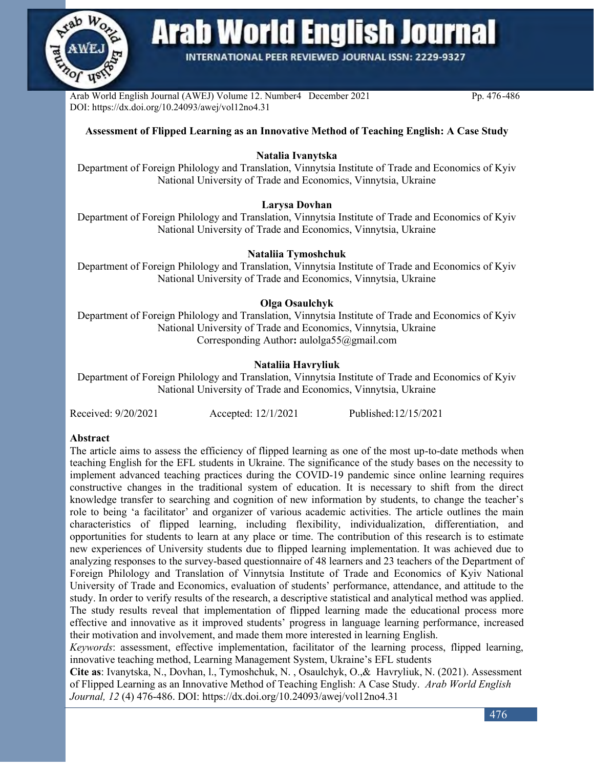**Assessment of Flipped Learning as an Innovative Method of Teaching English: A Case Study**

**Natalia Ivanytska**
Department of Foreign Philology and Translation, Vinnytsia Institute of Trade and Economics of Kyiv National University of Trade and Economics, Vinnytsia, Ukraine

**Larysa Dovhan**
Department of Foreign Philology and Translation, Vinnytsia Institute of Trade and Economics of Kyiv National University of Trade and Economics, Vinnytsia, Ukraine

**Nataliia Tymoshchuk**
Department of Foreign Philology and Translation, Vinnytsia Institute of Trade and Economics of Kyiv National University of Trade and Economics, Vinnytsia, Ukraine

**Olga Osaulchyk**
Department of Foreign Philology and Translation, Vinnytsia Institute of Trade and Economics of Kyiv National University of Trade and Economics, Vinnytsia, Ukraine
Corresponding Author**:** aulolga55@gmail.com

**Nataliia Havryliuk**
Department of Foreign Philology and Translation, Vinnytsia Institute of Trade and Economics of Kyiv National University of Trade and Economics, Vinnytsia, Ukraine

Received: 9/20/2021 Accepted: 12/1/2021 Published:12/15/2021

**Abstract**

The article aims to assess the efficiency of flipped learning as one of the most up-to-date methods when teaching English for the EFL students in Ukraine. The significance of the study bases on the necessity to implement advanced teaching practices during the COVID-19 pandemic since online learning requires constructive changes in the traditional system of education. It is necessary to shift from the direct knowledge transfer to searching and cognition of new information by students, to change the teacher's role to being 'a facilitator' and organizer of various academic activities. The article outlines the main characteristics of flipped learning, including flexibility, individualization, differentiation, and opportunities for students to learn at any place or time. The contribution of this research is to estimate new experiences of University students due to flipped learning implementation. It was achieved due to analyzing responses to the survey-based questionnaire of 48 learners and 23 teachers of the Department of Foreign Philology and Translation of Vinnytsia Institute of Trade and Economics of Kyiv National University of Trade and Economics, evaluation of students' performance, attendance, and attitude to the study. In order to verify results of the research, a descriptive statistical and analytical method was applied. The study results reveal that implementation of flipped learning made the educational process more effective and innovative as it improved students' progress in language learning performance, increased their motivation and involvement, and made them more interested in learning English.

*Keywords*: assessment, effective implementation, facilitator of the learning process, flipped learning, innovative teaching method, Learning Management System, Ukraine's EFL students

**Cite as**: Ivanytska, N., Dovhan, l., Tymoshchuk, N. , Osaulchyk, O.,& Havryliuk, N. (2021). Assessment of Flipped Learning as an Innovative Method of Teaching English: A Case Study. *Arab World English Journal, 12* (4) 476-486. DOI: https://dx.doi.org/10.24093/awej/vol12no4.31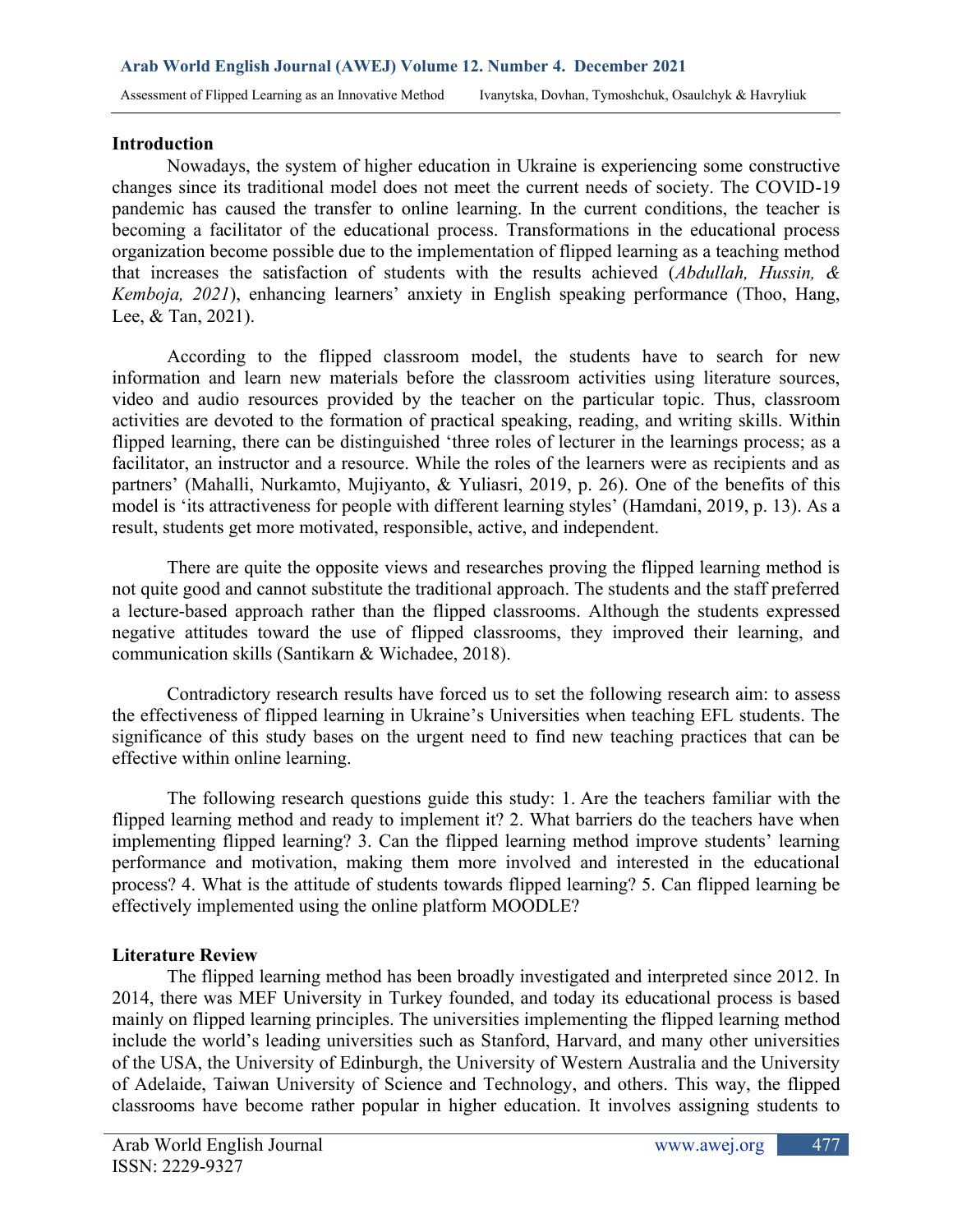## Introduction

Nowadays, the system of higher education in Ukraine is experiencing some constructive changes since its traditional model does not meet the current needs of society. The COVID-19 pandemic has caused the transfer to online learning. In the current conditions, the teacher is becoming a facilitator of the educational process. Transformations in the educational process organization become possible due to the implementation of flipped learning as a teaching method that increases the satisfaction of students with the results achieved (*Abdullah, Hussin, & Kemboja, 2021*), enhancing learners' anxiety in English speaking performance (Thoo, Hang, Lee, & Tan, 2021).

According to the flipped classroom model, the students have to search for new information and learn new materials before the classroom activities using literature sources, video and audio resources provided by the teacher on the particular topic. Thus, classroom activities are devoted to the formation of practical speaking, reading, and writing skills. Within flipped learning, there can be distinguished 'three roles of lecturer in the learnings process; as a facilitator, an instructor and a resource. While the roles of the learners were as recipients and as partners' (Mahalli, Nurkamto, Mujiyanto, & Yuliasri, 2019, p. 26). One of the benefits of this model is 'its attractiveness for people with different learning styles' (Hamdani, 2019, p. 13). As a result, students get more motivated, responsible, active, and independent.

There are quite the opposite views and researches proving the flipped learning method is not quite good and cannot substitute the traditional approach. The students and the staff preferred a lecture-based approach rather than the flipped classrooms. Although the students expressed negative attitudes toward the use of flipped classrooms, they improved their learning, and communication skills (Santikarn & Wichadee, 2018).

Contradictory research results have forced us to set the following research aim: to assess the effectiveness of flipped learning in Ukraine's Universities when teaching EFL students. The significance of this study bases on the urgent need to find new teaching practices that can be effective within online learning.

The following research questions guide this study: 1. Are the teachers familiar with the flipped learning method and ready to implement it? 2. What barriers do the teachers have when implementing flipped learning? 3. Can the flipped learning method improve students' learning performance and motivation, making them more involved and interested in the educational process? 4. What is the attitude of students towards flipped learning? 5. Can flipped learning be effectively implemented using the online platform MOODLE?

## Literature Review

The flipped learning method has been broadly investigated and interpreted since 2012. In 2014, there was MEF University in Turkey founded, and today its educational process is based mainly on flipped learning principles. The universities implementing the flipped learning method include the world's leading universities such as Stanford, Harvard, and many other universities of the USA, the University of Edinburgh, the University of Western Australia and the University of Adelaide, Taiwan University of Science and Technology, and others. This way, the flipped classrooms have become rather popular in higher education. It involves assigning students to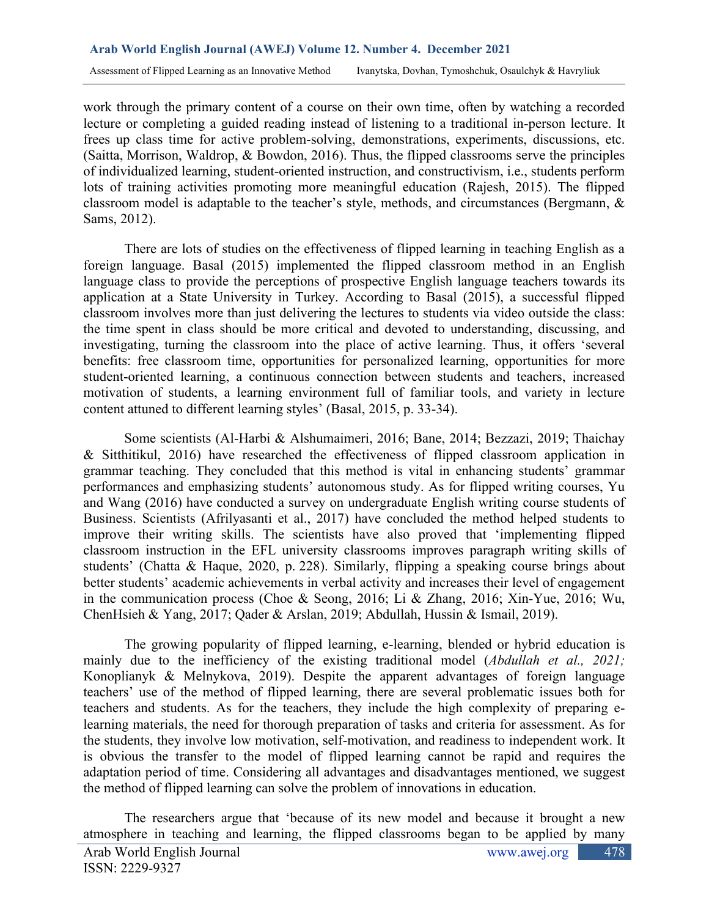work through the primary content of a course on their own time, often by watching a recorded lecture or completing a guided reading instead of listening to a traditional in-person lecture. It frees up class time for active problem-solving, demonstrations, experiments, discussions, etc. (Saitta, Morrison, Waldrop, & Bowdon, 2016). Thus, the flipped classrooms serve the principles of individualized learning, student-oriented instruction, and constructivism, i.e., students perform lots of training activities promoting more meaningful education (Rajesh, 2015). The flipped classroom model is adaptable to the teacher's style, methods, and circumstances (Bergmann, & Sams, 2012).

There are lots of studies on the effectiveness of flipped learning in teaching English as a foreign language. Basal (2015) implemented the flipped classroom method in an English language class to provide the perceptions of prospective English language teachers towards its application at a State University in Turkey. According to Basal (2015), a successful flipped classroom involves more than just delivering the lectures to students via video outside the class: the time spent in class should be more critical and devoted to understanding, discussing, and investigating, turning the classroom into the place of active learning. Thus, it offers 'several benefits: free classroom time, opportunities for personalized learning, opportunities for more student-oriented learning, a continuous connection between students and teachers, increased motivation of students, a learning environment full of familiar tools, and variety in lecture content attuned to different learning styles' (Basal, 2015, p. 33-34).

Some scientists (Al-Harbi & Alshumaimeri, 2016; Bane, 2014; Bezzazi, 2019; Thaichay & Sitthitikul, 2016) have researched the effectiveness of flipped classroom application in grammar teaching. They concluded that this method is vital in enhancing students' grammar performances and emphasizing students' autonomous study. As for flipped writing courses, Yu and Wang (2016) have conducted a survey on undergraduate English writing course students of Business. Scientists (Afrilyasanti et al., 2017) have concluded the method helped students to improve their writing skills. The scientists have also proved that 'implementing flipped classroom instruction in the EFL university classrooms improves paragraph writing skills of students' (Chatta & Haque, 2020, p. 228). Similarly, flipping a speaking course brings about better students' academic achievements in verbal activity and increases their level of engagement in the communication process (Choe & Seong, 2016; Li & Zhang, 2016; Xin-Yue, 2016; Wu, ChenHsieh & Yang, 2017; Qader & Arslan, 2019; Abdullah, Hussin & Ismail, 2019).

The growing popularity of flipped learning, e-learning, blended or hybrid education is mainly due to the inefficiency of the existing traditional model (*Abdullah et al., 2021;* Konoplianyk & Melnykova, 2019). Despite the apparent advantages of foreign language teachers' use of the method of flipped learning, there are several problematic issues both for teachers and students. As for the teachers, they include the high complexity of preparing e-learning materials, the need for thorough preparation of tasks and criteria for assessment. As for the students, they involve low motivation, self-motivation, and readiness to independent work. It is obvious the transfer to the model of flipped learning cannot be rapid and requires the adaptation period of time. Considering all advantages and disadvantages mentioned, we suggest the method of flipped learning can solve the problem of innovations in education.

The researchers argue that 'because of its new model and because it brought a new atmosphere in teaching and learning, the flipped classrooms began to be applied by many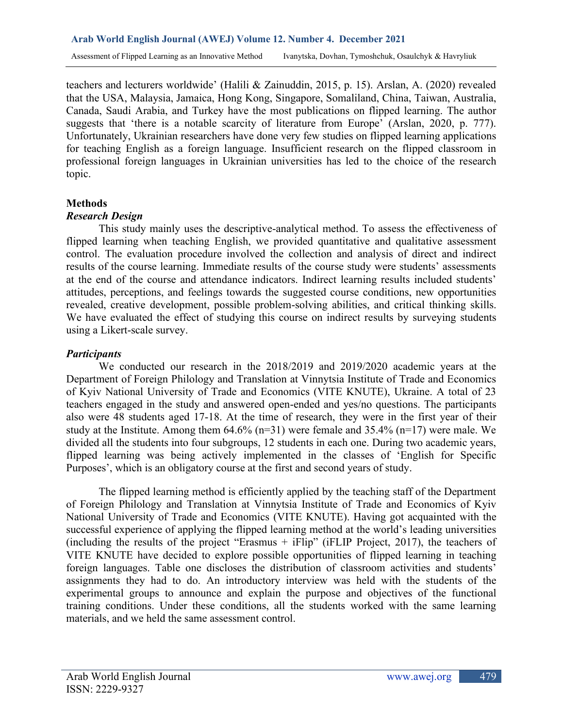teachers and lecturers worldwide' (Halili & Zainuddin, 2015, p. 15). Arslan, A. (2020) revealed that the USA, Malaysia, Jamaica, Hong Kong, Singapore, Somaliland, China, Taiwan, Australia, Canada, Saudi Arabia, and Turkey have the most publications on flipped learning. The author suggests that 'there is a notable scarcity of literature from Europe' (Arslan, 2020, p. 777). Unfortunately, Ukrainian researchers have done very few studies on flipped learning applications for teaching English as a foreign language. Insufficient research on the flipped classroom in professional foreign languages in Ukrainian universities has led to the choice of the research topic.

## Methods

### *Research Design*

This study mainly uses the descriptive-analytical method. To assess the effectiveness of flipped learning when teaching English, we provided quantitative and qualitative assessment control. The evaluation procedure involved the collection and analysis of direct and indirect results of the course learning. Immediate results of the course study were students' assessments at the end of the course and attendance indicators. Indirect learning results included students' attitudes, perceptions, and feelings towards the suggested course conditions, new opportunities revealed, creative development, possible problem-solving abilities, and critical thinking skills. We have evaluated the effect of studying this course on indirect results by surveying students using a Likert-scale survey.

### *Participants*

We conducted our research in the 2018/2019 and 2019/2020 academic years at the Department of Foreign Philology and Translation at Vinnytsia Institute of Trade and Economics of Kyiv National University of Trade and Economics (VITE KNUTE), Ukraine. A total of 23 teachers engaged in the study and answered open-ended and yes/no questions. The participants also were 48 students aged 17-18. At the time of research, they were in the first year of their study at the Institute. Among them 64.6% (n=31) were female and 35.4% (n=17) were male. We divided all the students into four subgroups, 12 students in each one. During two academic years, flipped learning was being actively implemented in the classes of 'English for Specific Purposes', which is an obligatory course at the first and second years of study.

The flipped learning method is efficiently applied by the teaching staff of the Department of Foreign Philology and Translation at Vinnytsia Institute of Trade and Economics of Kyiv National University of Trade and Economics (VITE KNUTE). Having got acquainted with the successful experience of applying the flipped learning method at the world's leading universities (including the results of the project "Erasmus + iFlip" (iFLIP Project, 2017), the teachers of VITE KNUTE have decided to explore possible opportunities of flipped learning in teaching foreign languages. Table one discloses the distribution of classroom activities and students' assignments they had to do. An introductory interview was held with the students of the experimental groups to announce and explain the purpose and objectives of the functional training conditions. Under these conditions, all the students worked with the same learning materials, and we held the same assessment control.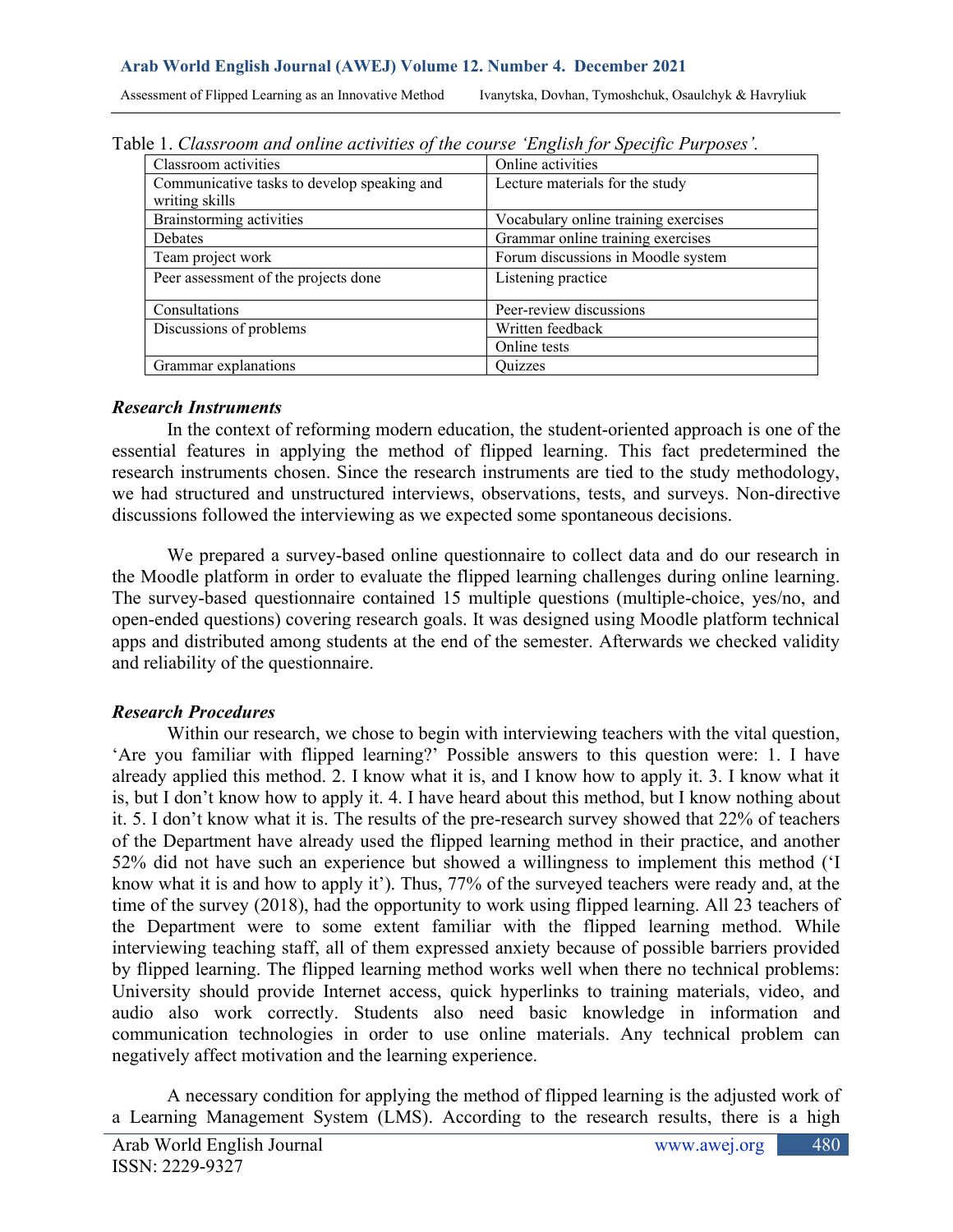Table 1. *Classroom and online activities of the course 'English for Specific Purposes'.*

| Classroom activities | Online activities |
|---|---|
| Communicative tasks to develop speaking and writing skills | Lecture materials for the study |
| Brainstorming activities | Vocabulary online training exercises |
| Debates | Grammar online training exercises |
| Team project work | Forum discussions in Moodle system |
| Peer assessment of the projects done | Listening practice |
| Consultations | Peer-review discussions |
| Discussions of problems | Written feedback |
| | Online tests |
| Grammar explanations | Quizzes |

### *Research Instruments*

In the context of reforming modern education, the student-oriented approach is one of the essential features in applying the method of flipped learning. This fact predetermined the research instruments chosen. Since the research instruments are tied to the study methodology, we had structured and unstructured interviews, observations, tests, and surveys. Non-directive discussions followed the interviewing as we expected some spontaneous decisions.

We prepared a survey-based online questionnaire to collect data and do our research in the Moodle platform in order to evaluate the flipped learning challenges during online learning. The survey-based questionnaire contained 15 multiple questions (multiple-choice, yes/no, and open-ended questions) covering research goals. It was designed using Moodle platform technical apps and distributed among students at the end of the semester. Afterwards we checked validity and reliability of the questionnaire.

### *Research Procedures*

Within our research, we chose to begin with interviewing teachers with the vital question, 'Are you familiar with flipped learning?' Possible answers to this question were: 1. I have already applied this method. 2. I know what it is, and I know how to apply it. 3. I know what it is, but I don't know how to apply it. 4. I have heard about this method, but I know nothing about it. 5. I don't know what it is. The results of the pre-research survey showed that 22% of teachers of the Department have already used the flipped learning method in their practice, and another 52% did not have such an experience but showed a willingness to implement this method ('I know what it is and how to apply it'). Thus, 77% of the surveyed teachers were ready and, at the time of the survey (2018), had the opportunity to work using flipped learning. All 23 teachers of the Department were to some extent familiar with the flipped learning method. While interviewing teaching staff, all of them expressed anxiety because of possible barriers provided by flipped learning. The flipped learning method works well when there no technical problems: University should provide Internet access, quick hyperlinks to training materials, video, and audio also work correctly. Students also need basic knowledge in information and communication technologies in order to use online materials. Any technical problem can negatively affect motivation and the learning experience.

A necessary condition for applying the method of flipped learning is the adjusted work of a Learning Management System (LMS). According to the research results, there is a high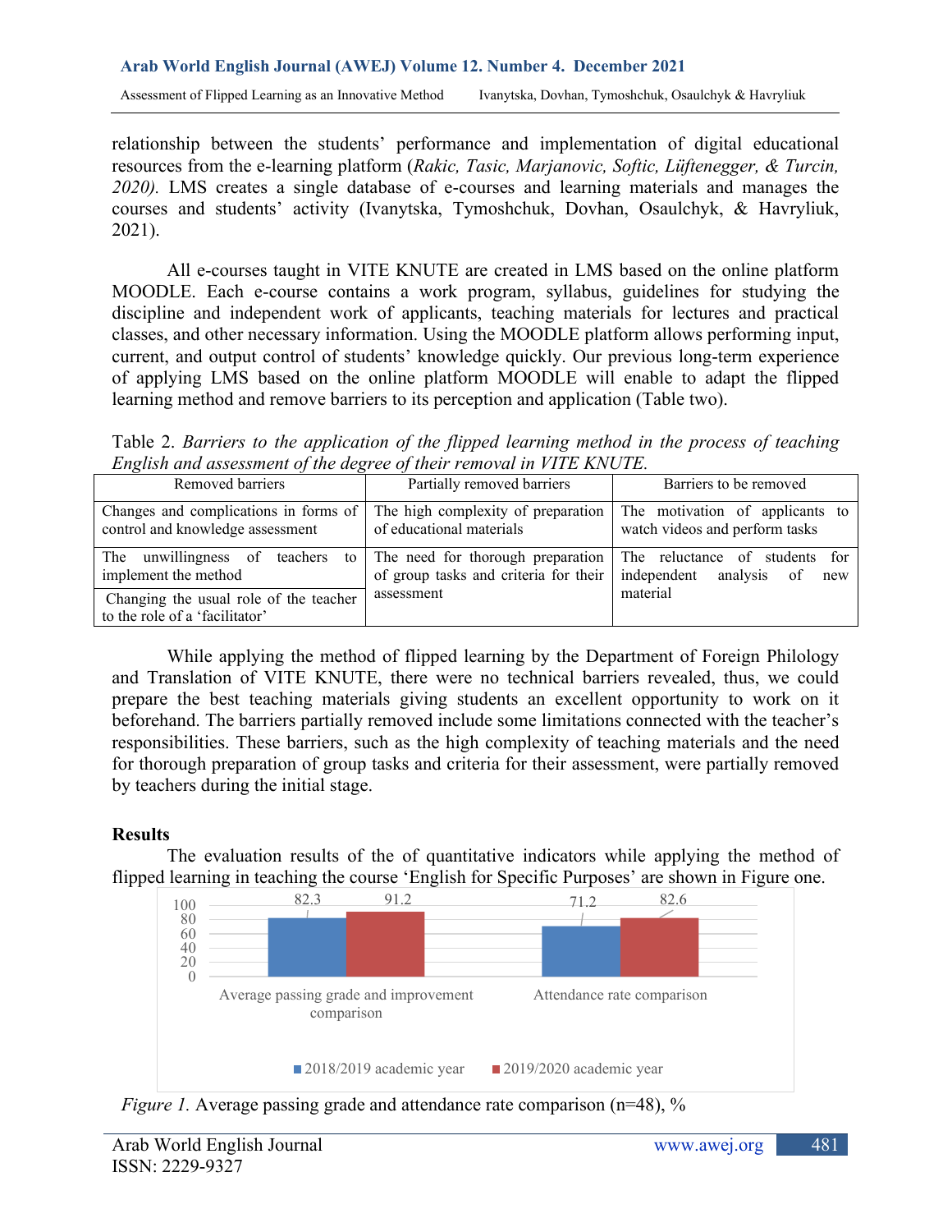relationship between the students' performance and implementation of digital educational resources from the e-learning platform (*Rakic, Tasic, Marjanovic, Softic, Lüftenegger, & Turcin, 2020).* LMS creates a single database of e-courses and learning materials and manages the courses and students' activity (Ivanytska, Tymoshchuk, Dovhan, Osaulchyk, & Havryliuk, 2021).

All e-courses taught in VITE KNUTE are created in LMS based on the online platform MOODLE. Each e-course contains a work program, syllabus, guidelines for studying the discipline and independent work of applicants, teaching materials for lectures and practical classes, and other necessary information. Using the MOODLE platform allows performing input, current, and output control of students' knowledge quickly. Our previous long-term experience of applying LMS based on the online platform MOODLE will enable to adapt the flipped learning method and remove barriers to its perception and application (Table two).

Table 2. *Barriers to the application of the flipped learning method in the process of teaching English and assessment of the degree of their removal in VITE KNUTE.*

| Removed barriers | Partially removed barriers | Barriers to be removed |
|---|---|---|
| Changes and complications in forms of control and knowledge assessment | The high complexity of preparation of educational materials | The motivation of applicants to watch videos and perform tasks |
| The unwillingness of teachers to implement the method | The need for thorough preparation of group tasks and criteria for their assessment | The reluctance of students for independent analysis of new material |
| Changing the usual role of the teacher to the role of a 'facilitator' | | |

While applying the method of flipped learning by the Department of Foreign Philology and Translation of VITE KNUTE, there were no technical barriers revealed, thus, we could prepare the best teaching materials giving students an excellent opportunity to work on it beforehand. The barriers partially removed include some limitations connected with the teacher's responsibilities. These barriers, such as the high complexity of teaching materials and the need for thorough preparation of group tasks and criteria for their assessment, were partially removed by teachers during the initial stage.

## Results

The evaluation results of the of quantitative indicators while applying the method of flipped learning in teaching the course 'English for Specific Purposes' are shown in Figure one.

| | 2018/2019 academic year | 2019/2020 academic year |
|---|---|---|
| Average passing grade and improvement comparison | 82.3 | 91.2 |
| Attendance rate comparison | 71.2 | 82.6 |

*Figure 1.* Average passing grade and attendance rate comparison (n=48), %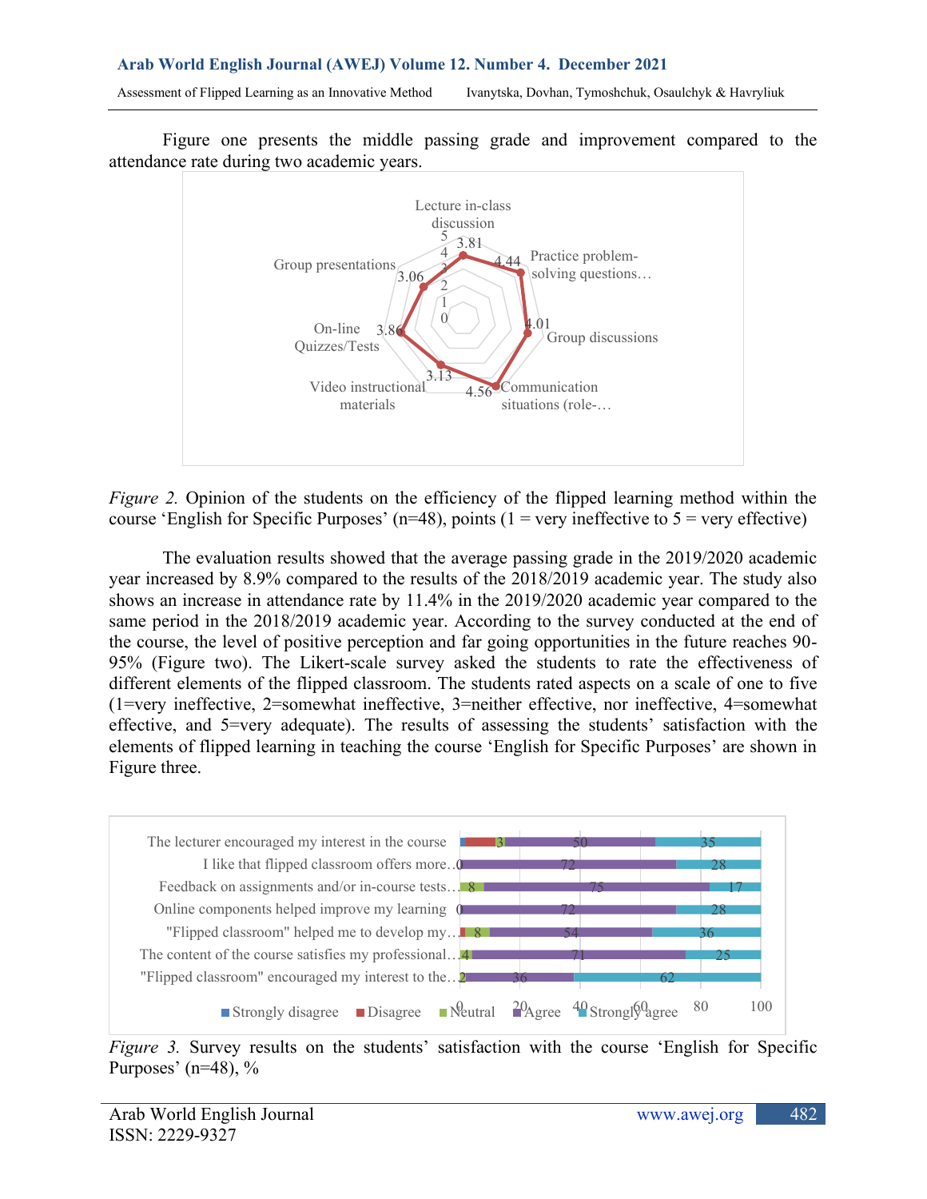Figure one presents the middle passing grade and improvement compared to the attendance rate during two academic years.

*Figure 2.* Opinion of the students on the efficiency of the flipped learning method within the course 'English for Specific Purposes' (n=48), points (1 = very ineffective to 5 = very effective)

The evaluation results showed that the average passing grade in the 2019/2020 academic year increased by 8.9% compared to the results of the 2018/2019 academic year. The study also shows an increase in attendance rate by 11.4% in the 2019/2020 academic year compared to the same period in the 2018/2019 academic year. According to the survey conducted at the end of the course, the level of positive perception and far going opportunities in the future reaches 90-95% (Figure two). The Likert-scale survey asked the students to rate the effectiveness of different elements of the flipped classroom. The students rated aspects on a scale of one to five (1=very ineffective, 2=somewhat ineffective, 3=neither effective, nor ineffective, 4=somewhat effective, and 5=very adequate). The results of assessing the students' satisfaction with the elements of flipped learning in teaching the course 'English for Specific Purposes' are shown in Figure three.

*Figure 3.* Survey results on the students' satisfaction with the course 'English for Specific Purposes' (n=48), %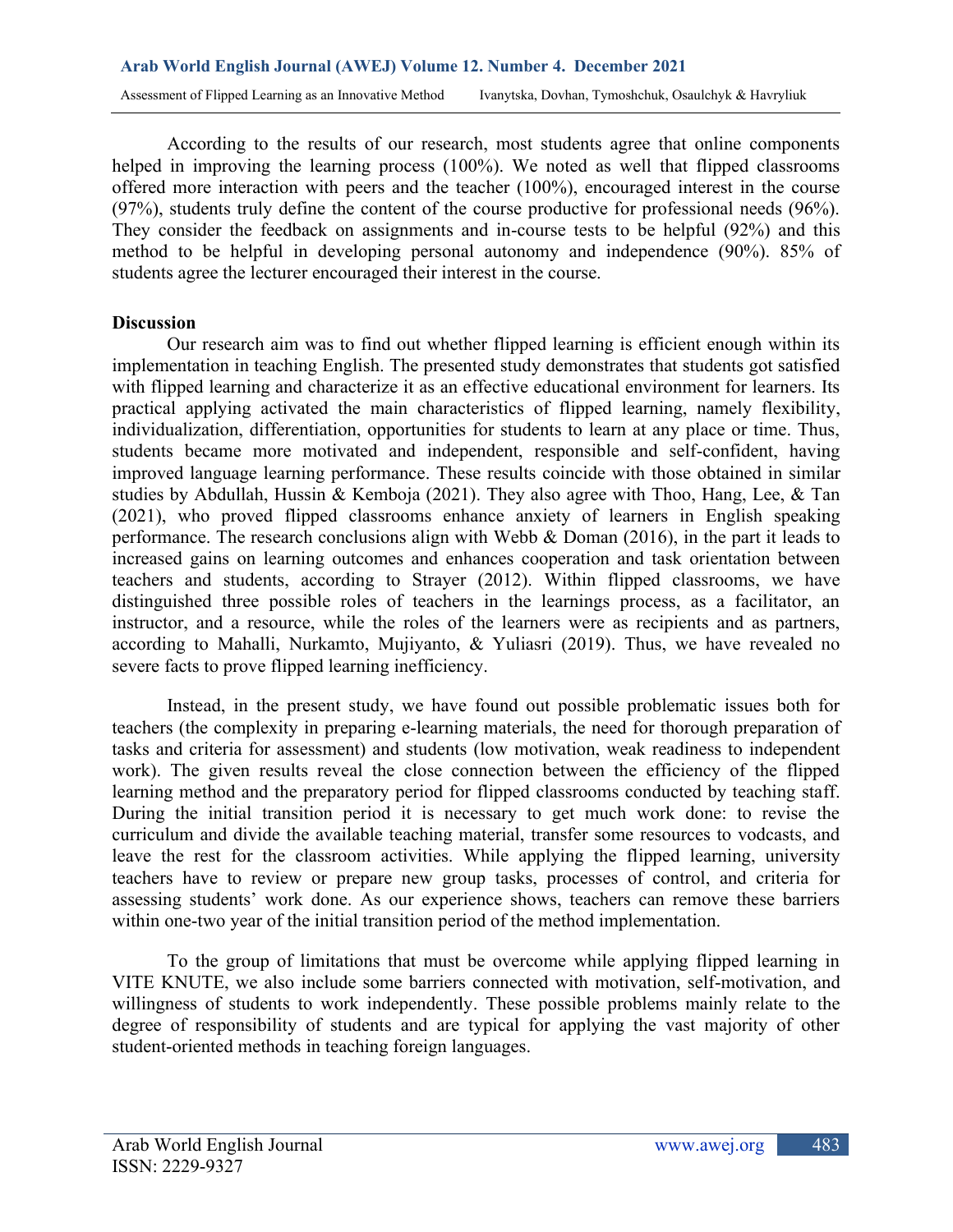According to the results of our research, most students agree that online components helped in improving the learning process (100%). We noted as well that flipped classrooms offered more interaction with peers and the teacher (100%), encouraged interest in the course (97%), students truly define the content of the course productive for professional needs (96%). They consider the feedback on assignments and in-course tests to be helpful (92%) and this method to be helpful in developing personal autonomy and independence (90%). 85% of students agree the lecturer encouraged their interest in the course.

**Discussion**

Our research aim was to find out whether flipped learning is efficient enough within its implementation in teaching English. The presented study demonstrates that students got satisfied with flipped learning and characterize it as an effective educational environment for learners. Its practical applying activated the main characteristics of flipped learning, namely flexibility, individualization, differentiation, opportunities for students to learn at any place or time. Thus, students became more motivated and independent, responsible and self-confident, having improved language learning performance. These results coincide with those obtained in similar studies by Abdullah, Hussin & Kemboja (2021). They also agree with Thoo, Hang, Lee, & Tan (2021), who proved flipped classrooms enhance anxiety of learners in English speaking performance. The research conclusions align with Webb & Doman (2016), in the part it leads to increased gains on learning outcomes and enhances cooperation and task orientation between teachers and students, according to Strayer (2012). Within flipped classrooms, we have distinguished three possible roles of teachers in the learnings process, as a facilitator, an instructor, and a resource, while the roles of the learners were as recipients and as partners, according to Mahalli, Nurkamto, Mujiyanto, & Yuliasri (2019). Thus, we have revealed no severe facts to prove flipped learning inefficiency.

Instead, in the present study, we have found out possible problematic issues both for teachers (the complexity in preparing e-learning materials, the need for thorough preparation of tasks and criteria for assessment) and students (low motivation, weak readiness to independent work). The given results reveal the close connection between the efficiency of the flipped learning method and the preparatory period for flipped classrooms conducted by teaching staff. During the initial transition period it is necessary to get much work done: to revise the curriculum and divide the available teaching material, transfer some resources to vodcasts, and leave the rest for the classroom activities. While applying the flipped learning, university teachers have to review or prepare new group tasks, processes of control, and criteria for assessing students' work done. As our experience shows, teachers can remove these barriers within one-two year of the initial transition period of the method implementation.

To the group of limitations that must be overcome while applying flipped learning in VITE KNUTE, we also include some barriers connected with motivation, self-motivation, and willingness of students to work independently. These possible problems mainly relate to the degree of responsibility of students and are typical for applying the vast majority of other student-oriented methods in teaching foreign languages.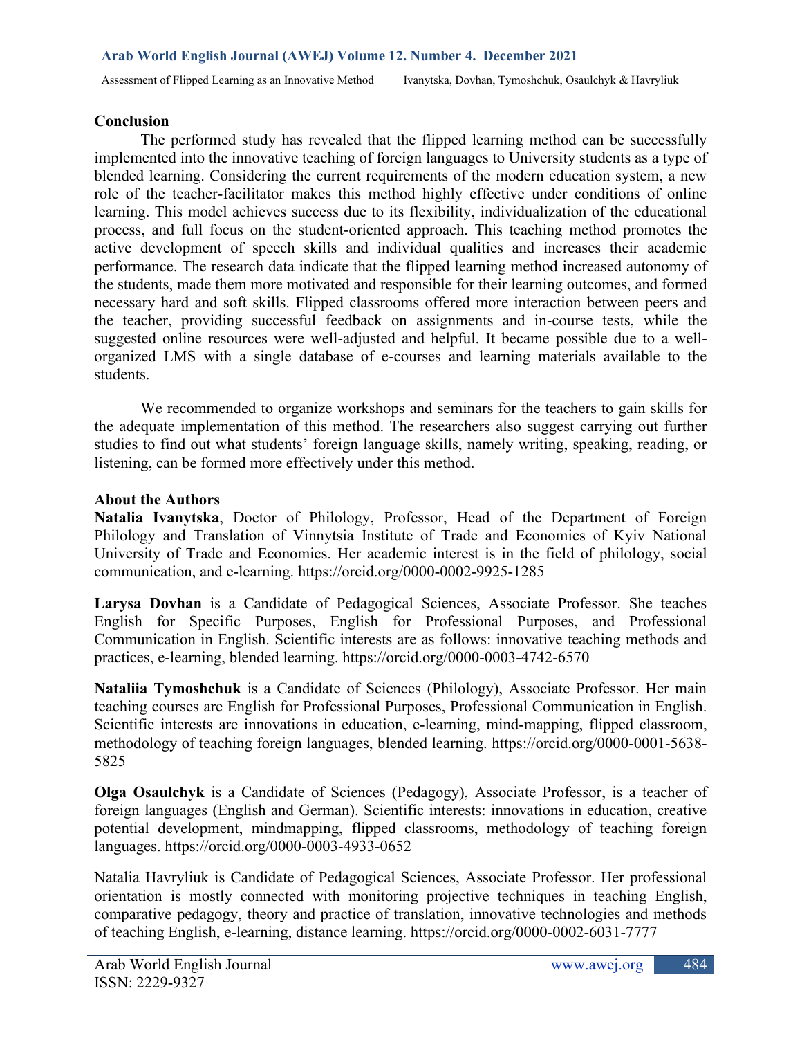## Conclusion

The performed study has revealed that the flipped learning method can be successfully implemented into the innovative teaching of foreign languages to University students as a type of blended learning. Considering the current requirements of the modern education system, a new role of the teacher-facilitator makes this method highly effective under conditions of online learning. This model achieves success due to its flexibility, individualization of the educational process, and full focus on the student-oriented approach. This teaching method promotes the active development of speech skills and individual qualities and increases their academic performance. The research data indicate that the flipped learning method increased autonomy of the students, made them more motivated and responsible for their learning outcomes, and formed necessary hard and soft skills. Flipped classrooms offered more interaction between peers and the teacher, providing successful feedback on assignments and in-course tests, while the suggested online resources were well-adjusted and helpful. It became possible due to a well-organized LMS with a single database of e-courses and learning materials available to the students.

We recommended to organize workshops and seminars for the teachers to gain skills for the adequate implementation of this method. The researchers also suggest carrying out further studies to find out what students' foreign language skills, namely writing, speaking, reading, or listening, can be formed more effectively under this method.

## About the Authors

**Natalia Ivanytska**, Doctor of Philology, Professor, Head of the Department of Foreign Philology and Translation of Vinnytsia Institute of Trade and Economics of Kyiv National University of Trade and Economics. Her academic interest is in the field of philology, social communication, and e-learning. https://orcid.org/0000-0002-9925-1285

**Larysa Dovhan** is a Candidate of Pedagogical Sciences, Associate Professor. She teaches English for Specific Purposes, English for Professional Purposes, and Professional Communication in English. Scientific interests are as follows: innovative teaching methods and practices, e-learning, blended learning. https://orcid.org/0000-0003-4742-6570

**Nataliia Tymoshchuk** is a Candidate of Sciences (Philology), Associate Professor. Her main teaching courses are English for Professional Purposes, Professional Communication in English. Scientific interests are innovations in education, e-learning, mind-mapping, flipped classroom, methodology of teaching foreign languages, blended learning. https://orcid.org/0000-0001-5638-5825

**Olga Osaulchyk** is a Candidate of Sciences (Pedagogy), Associate Professor, is a teacher of foreign languages (English and German). Scientific interests: innovations in education, creative potential development, mindmapping, flipped classrooms, methodology of teaching foreign languages. https://orcid.org/0000-0003-4933-0652

Natalia Havryliuk is Candidate of Pedagogical Sciences, Associate Professor. Her professional orientation is mostly connected with monitoring projective techniques in teaching English, comparative pedagogy, theory and practice of translation, innovative technologies and methods of teaching English, e-learning, distance learning. https://orcid.org/0000-0002-6031-7777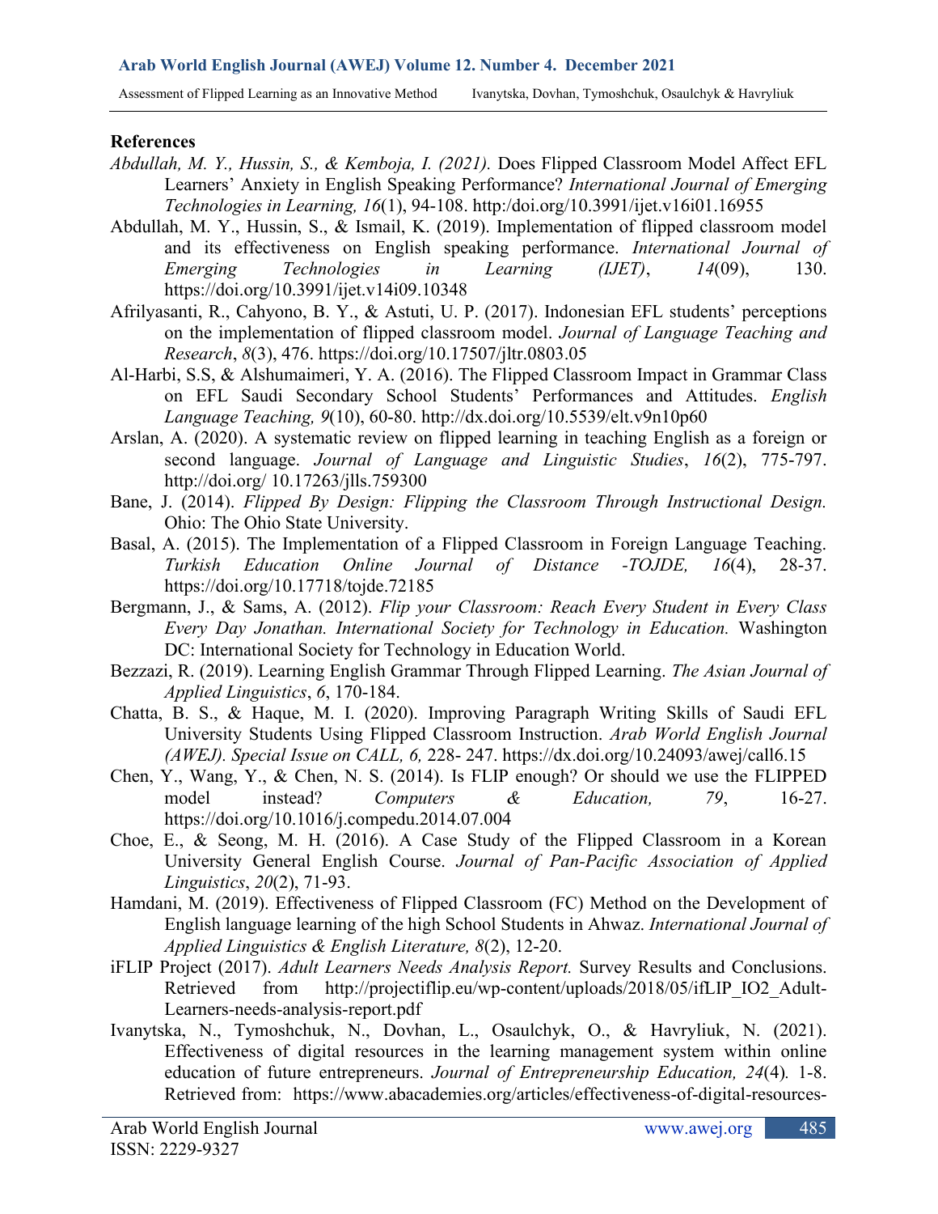## References

*Abdullah, M. Y., Hussin, S., & Kemboja, I. (2021).* Does Flipped Classroom Model Affect EFL Learners' Anxiety in English Speaking Performance? *International Journal of Emerging Technologies in Learning, 16*(1), 94-108. http:/doi.org/10.3991/ijet.v16i01.16955

Abdullah, M. Y., Hussin, S., & Ismail, K. (2019). Implementation of flipped classroom model and its effectiveness on English speaking performance. *International Journal of Emerging Technologies in Learning (IJET)*, *14*(09), 130. https://doi.org/10.3991/ijet.v14i09.10348

Afrilyasanti, R., Cahyono, B. Y., & Astuti, U. P. (2017). Indonesian EFL students' perceptions on the implementation of flipped classroom model. *Journal of Language Teaching and Research*, *8*(3), 476. https://doi.org/10.17507/jltr.0803.05

Al-Harbi, S.S, & Alshumaimeri, Y. A. (2016). The Flipped Classroom Impact in Grammar Class on EFL Saudi Secondary School Students' Performances and Attitudes. *English Language Teaching, 9*(10), 60-80. http://dx.doi.org/10.5539/elt.v9n10p60

Arslan, A. (2020). A systematic review on flipped learning in teaching English as a foreign or second language. *Journal of Language and Linguistic Studies*, *16*(2), 775-797. http://doi.org/ 10.17263/jlls.759300

Bane, J. (2014). *Flipped By Design: Flipping the Classroom Through Instructional Design.* Ohio: The Ohio State University.

Basal, A. (2015). The Implementation of a Flipped Classroom in Foreign Language Teaching. *Turkish Education Online Journal of Distance -TOJDE, 16*(4), 28-37. https://doi.org/10.17718/tojde.72185

Bergmann, J., & Sams, A. (2012). *Flip your Classroom: Reach Every Student in Every Class Every Day Jonathan. International Society for Technology in Education.* Washington DC: International Society for Technology in Education World.

Bezzazi, R. (2019). Learning English Grammar Through Flipped Learning. *The Asian Journal of Applied Linguistics*, *6*, 170-184.

Chatta, B. S., & Haque, M. I. (2020). Improving Paragraph Writing Skills of Saudi EFL University Students Using Flipped Classroom Instruction. *Arab World English Journal (AWEJ). Special Issue on CALL, 6,* 228- 247. https://dx.doi.org/10.24093/awej/call6.15

Chen, Y., Wang, Y., & Chen, N. S. (2014). Is FLIP enough? Or should we use the FLIPPED model instead? *Computers & Education, 79*, 16-27. https://doi.org/10.1016/j.compedu.2014.07.004

Choe, E., & Seong, M. H. (2016). A Case Study of the Flipped Classroom in a Korean University General English Course. *Journal of Pan-Pacific Association of Applied Linguistics*, *20*(2), 71-93.

Hamdani, M. (2019). Effectiveness of Flipped Classroom (FC) Method on the Development of English language learning of the high School Students in Ahwaz. *International Journal of Applied Linguistics & English Literature, 8*(2), 12-20.

iFLIP Project (2017). *Adult Learners Needs Analysis Report.* Survey Results and Conclusions. Retrieved from http://projectiflip.eu/wp-content/uploads/2018/05/ifLIP_IO2_Adult-Learners-needs-analysis-report.pdf

Ivanytska, N., Tymoshchuk, N., Dovhan, L., Osaulchyk, O., & Havryliuk, N. (2021). Effectiveness of digital resources in the learning management system within online education of future entrepreneurs. *Journal of Entrepreneurship Education, 24*(4)*.* 1-8. Retrieved from: https://www.abacademies.org/articles/effectiveness-of-digital-resources-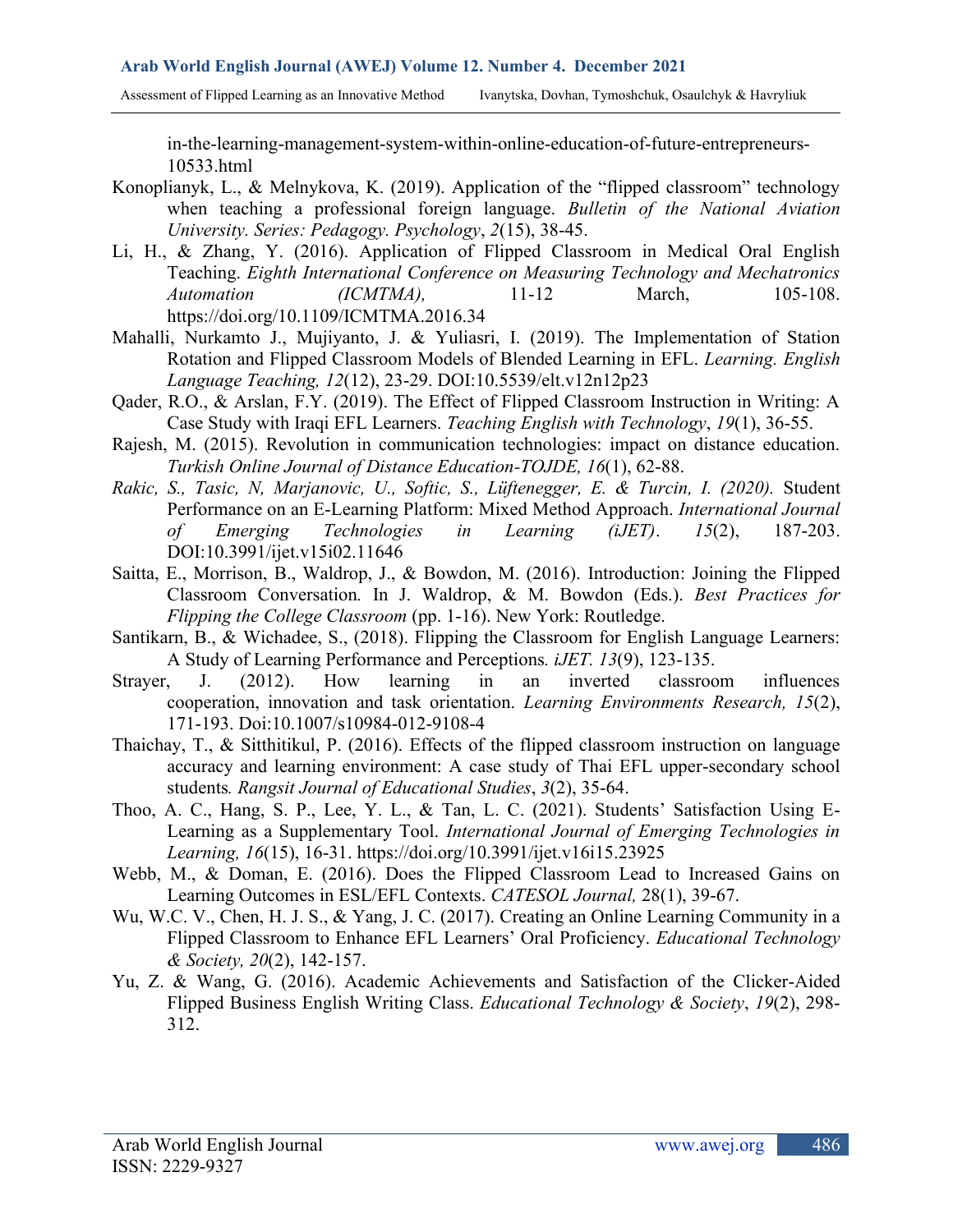in-the-learning-management-system-within-online-education-of-future-entrepreneurs-10533.html

Konoplianyk, L., & Melnykova, K. (2019). Application of the "flipped classroom" technology when teaching a professional foreign language. *Bulletin of the National Aviation University. Series: Pedagogy. Psychology*, *2*(15), 38-45.

Li, H., & Zhang, Y. (2016). Application of Flipped Classroom in Medical Oral English Teaching. *Eighth International Conference on Measuring Technology and Mechatronics Automation (ICMTMA),* 11-12 March, 105-108. https://doi.org/10.1109/ICMTMA.2016.34

Mahalli, Nurkamto J., Mujiyanto, J. & Yuliasri, I. (2019). The Implementation of Station Rotation and Flipped Classroom Models of Blended Learning in EFL. *Learning. English Language Teaching, 12*(12), 23-29. DOI:10.5539/elt.v12n12p23

Qader, R.O., & Arslan, F.Y. (2019). The Effect of Flipped Classroom Instruction in Writing: A Case Study with Iraqi EFL Learners. *Teaching English with Technology*, *19*(1), 36-55.

Rajesh, M. (2015). Revolution in communication technologies: impact on distance education. *Turkish Online Journal of Distance Education-TOJDE, 16*(1), 62-88.

*Rakic, S., Tasic, N, Marjanovic, U., Softic, S., Lüftenegger, E. & Turcin, I. (2020).* Student Performance on an E-Learning Platform: Mixed Method Approach. *International Journal of Emerging Technologies in Learning (iJET)*. *15*(2), 187-203. DOI:10.3991/ijet.v15i02.11646

Saitta, E., Morrison, B., Waldrop, J., & Bowdon, M. (2016). Introduction: Joining the Flipped Classroom Conversation*.* In J. Waldrop, & M. Bowdon (Eds.). *Best Practices for Flipping the College Classroom* (pp. 1-16). New York: Routledge.

Santikarn, B., & Wichadee, S., (2018). Flipping the Classroom for English Language Learners: A Study of Learning Performance and Perceptions*. iJET. 13*(9), 123-135.

Strayer, J. (2012). How learning in an inverted classroom influences cooperation, innovation and task orientation. *Learning Environments Research, 15*(2), 171-193. Doi:10.1007/s10984-012-9108-4

Thaichay, T., & Sitthitikul, P. (2016). Effects of the flipped classroom instruction on language accuracy and learning environment: A case study of Thai EFL upper-secondary school students*. Rangsit Journal of Educational Studies*, *3*(2), 35-64.

Thoo, A. C., Hang, S. P., Lee, Y. L., & Tan, L. C. (2021). Students' Satisfaction Using E-Learning as a Supplementary Tool. *International Journal of Emerging Technologies in Learning, 16*(15), 16-31. https://doi.org/10.3991/ijet.v16i15.23925

Webb, M., & Doman, E. (2016). Does the Flipped Classroom Lead to Increased Gains on Learning Outcomes in ESL/EFL Contexts. *CATESOL Journal,* 28(1), 39-67.

Wu, W.C. V., Chen, H. J. S., & Yang, J. C. (2017). Creating an Online Learning Community in a Flipped Classroom to Enhance EFL Learners' Oral Proficiency. *Educational Technology & Society, 20*(2), 142-157.

Yu, Z. & Wang, G. (2016). Academic Achievements and Satisfaction of the Clicker-Aided Flipped Business English Writing Class. *Educational Technology & Society*, *19*(2), 298-312.